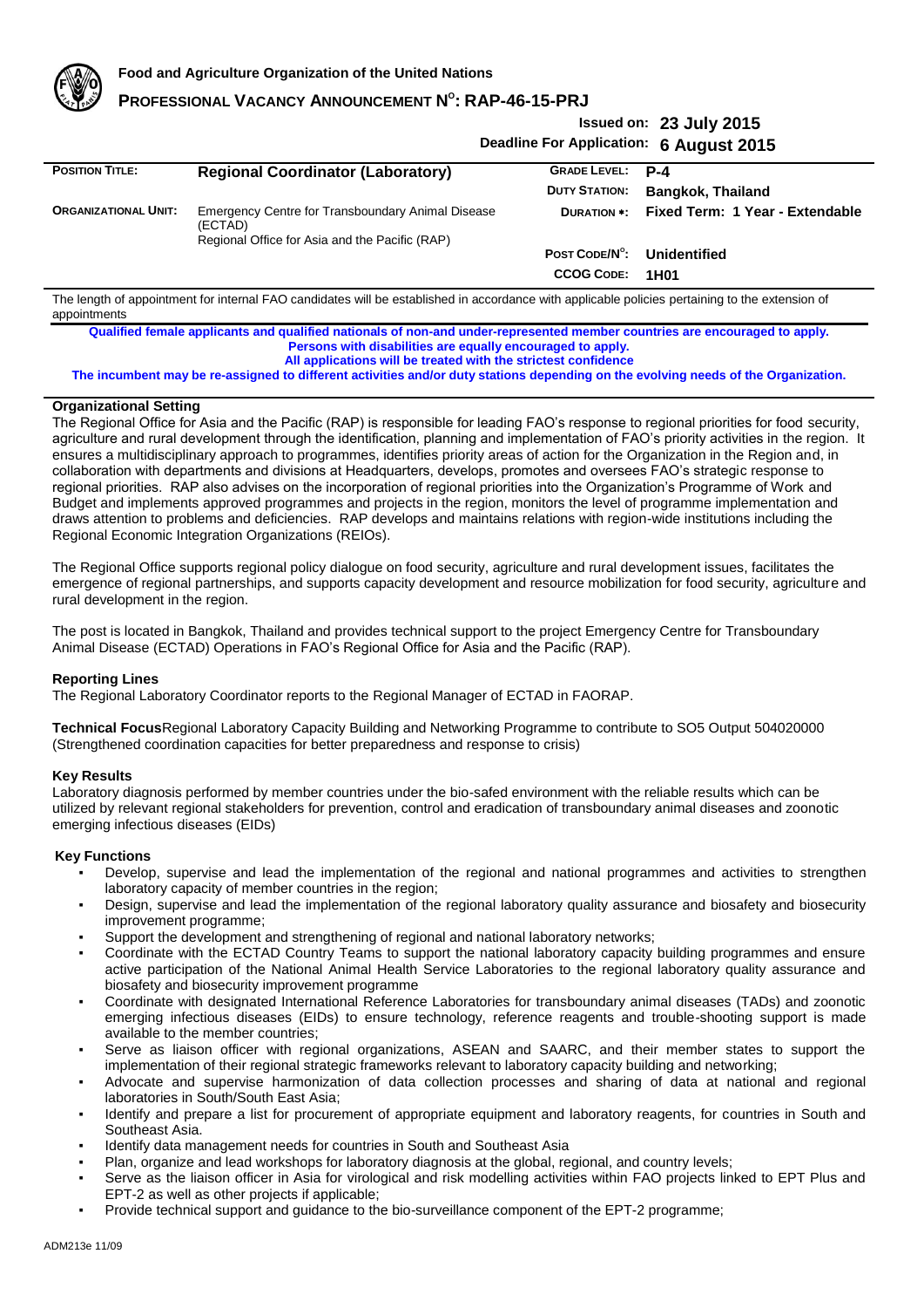**Food and Agriculture Organization of the United Nations**

# PROFESSIONAL VACANCY ANNOUNCEMENT N°: RAP-46-15-PRJ

**Issued on: 23 July 2015**

**Deadline For Application: 6 August 2015**

| | | | |
|---|---|---|---|
| **POSITION TITLE:** | **Regional Coordinator (Laboratory)** | **GRADE LEVEL:** | **P-4** |
| | | **DUTY STATION:** | **Bangkok, Thailand** |
| **ORGANIZATIONAL UNIT:** | Emergency Centre for Transboundary Animal Disease (ECTAD) Regional Office for Asia and the Pacific (RAP) | **DURATION \*:** | **Fixed Term: 1 Year - Extendable** |
| | | **POST CODE/N°:** | **Unidentified** |
| | | **CCOG CODE:** | **1H01** |

The length of appointment for internal FAO candidates will be established in accordance with applicable policies pertaining to the extension of appointments

**Qualified female applicants and qualified nationals of non-and under-represented member countries are encouraged to apply.**
**Persons with disabilities are equally encouraged to apply.**
**All applications will be treated with the strictest confidence**
**The incumbent may be re-assigned to different activities and/or duty stations depending on the evolving needs of the Organization.**

## Organizational Setting

The Regional Office for Asia and the Pacific (RAP) is responsible for leading FAO's response to regional priorities for food security, agriculture and rural development through the identification, planning and implementation of FAO's priority activities in the region. It ensures a multidisciplinary approach to programmes, identifies priority areas of action for the Organization in the Region and, in collaboration with departments and divisions at Headquarters, develops, promotes and oversees FAO's strategic response to regional priorities. RAP also advises on the incorporation of regional priorities into the Organization's Programme of Work and Budget and implements approved programmes and projects in the region, monitors the level of programme implementation and draws attention to problems and deficiencies. RAP develops and maintains relations with region-wide institutions including the Regional Economic Integration Organizations (REIOs).

The Regional Office supports regional policy dialogue on food security, agriculture and rural development issues, facilitates the emergence of regional partnerships, and supports capacity development and resource mobilization for food security, agriculture and rural development in the region.

The post is located in Bangkok, Thailand and provides technical support to the project Emergency Centre for Transboundary Animal Disease (ECTAD) Operations in FAO's Regional Office for Asia and the Pacific (RAP).

## Reporting Lines

The Regional Laboratory Coordinator reports to the Regional Manager of ECTAD in FAORAP.

**Technical Focus**Regional Laboratory Capacity Building and Networking Programme to contribute to SO5 Output 504020000 (Strengthened coordination capacities for better preparedness and response to crisis)

## Key Results

Laboratory diagnosis performed by member countries under the bio-safed environment with the reliable results which can be utilized by relevant regional stakeholders for prevention, control and eradication of transboundary animal diseases and zoonotic emerging infectious diseases (EIDs)

## Key Functions

- Develop, supervise and lead the implementation of the regional and national programmes and activities to strengthen laboratory capacity of member countries in the region;
- Design, supervise and lead the implementation of the regional laboratory quality assurance and biosafety and biosecurity improvement programme;
- Support the development and strengthening of regional and national laboratory networks;
- Coordinate with the ECTAD Country Teams to support the national laboratory capacity building programmes and ensure active participation of the National Animal Health Service Laboratories to the regional laboratory quality assurance and biosafety and biosecurity improvement programme
- Coordinate with designated International Reference Laboratories for transboundary animal diseases (TADs) and zoonotic emerging infectious diseases (EIDs) to ensure technology, reference reagents and trouble-shooting support is made available to the member countries;
- Serve as liaison officer with regional organizations, ASEAN and SAARC, and their member states to support the implementation of their regional strategic frameworks relevant to laboratory capacity building and networking;
- Advocate and supervise harmonization of data collection processes and sharing of data at national and regional laboratories in South/South East Asia;
- Identify and prepare a list for procurement of appropriate equipment and laboratory reagents, for countries in South and Southeast Asia.
- Identify data management needs for countries in South and Southeast Asia
- Plan, organize and lead workshops for laboratory diagnosis at the global, regional, and country levels;
- Serve as the liaison officer in Asia for virological and risk modelling activities within FAO projects linked to EPT Plus and EPT-2 as well as other projects if applicable;
- Provide technical support and guidance to the bio-surveillance component of the EPT-2 programme;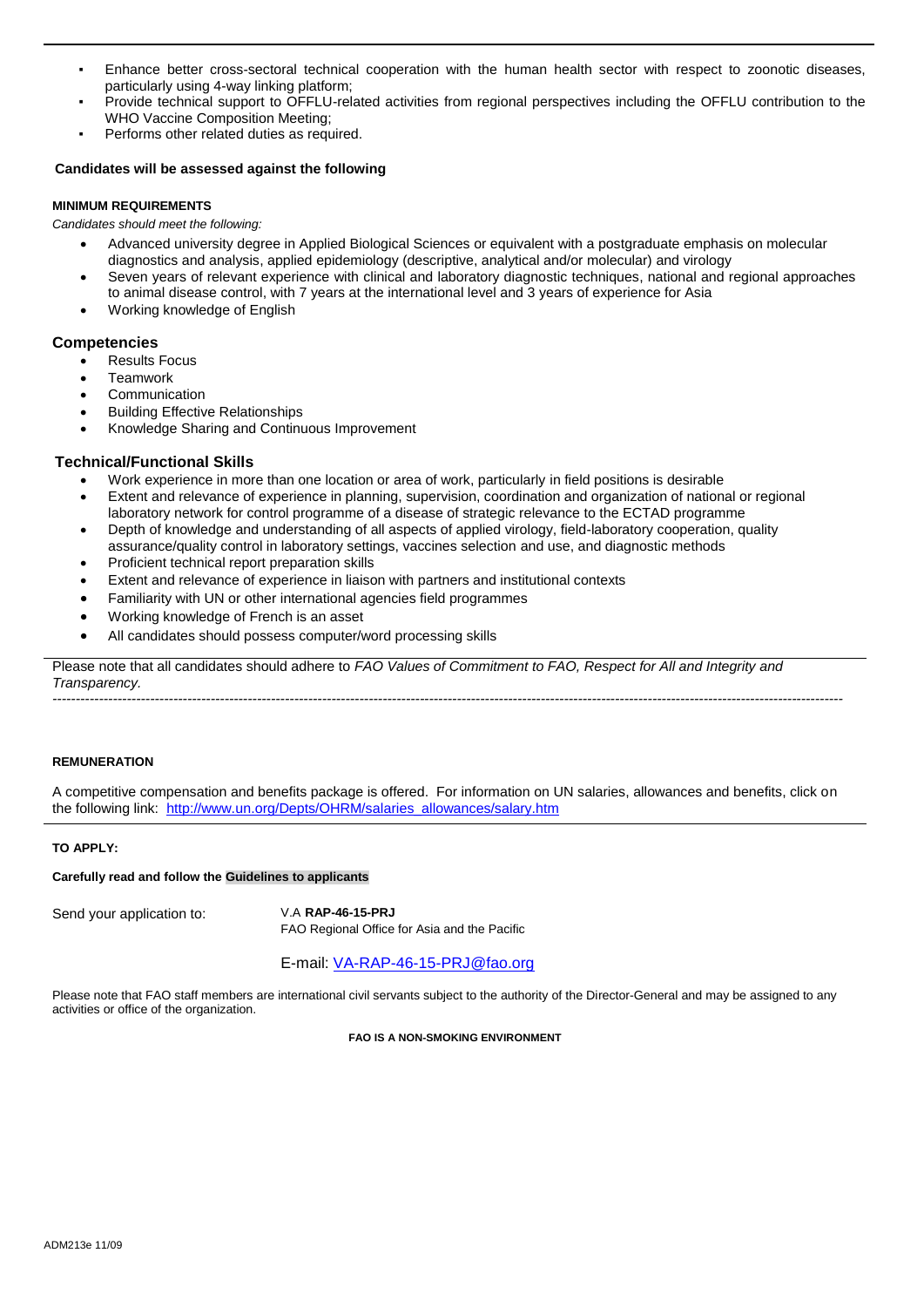- Enhance better cross-sectoral technical cooperation with the human health sector with respect to zoonotic diseases, particularly using 4-way linking platform;
- Provide technical support to OFFLU-related activities from regional perspectives including the OFFLU contribution to the WHO Vaccine Composition Meeting;
- Performs other related duties as required.

**Candidates will be assessed against the following**

**MINIMUM REQUIREMENTS**

*Candidates should meet the following:*

- Advanced university degree in Applied Biological Sciences or equivalent with a postgraduate emphasis on molecular diagnostics and analysis, applied epidemiology (descriptive, analytical and/or molecular) and virology
- Seven years of relevant experience with clinical and laboratory diagnostic techniques, national and regional approaches to animal disease control, with 7 years at the international level and 3 years of experience for Asia
- Working knowledge of English

## Competencies

- Results Focus
- Teamwork
- Communication
- Building Effective Relationships
- Knowledge Sharing and Continuous Improvement

## Technical/Functional Skills

- Work experience in more than one location or area of work, particularly in field positions is desirable
- Extent and relevance of experience in planning, supervision, coordination and organization of national or regional laboratory network for control programme of a disease of strategic relevance to the ECTAD programme
- Depth of knowledge and understanding of all aspects of applied virology, field-laboratory cooperation, quality assurance/quality control in laboratory settings, vaccines selection and use, and diagnostic methods
- Proficient technical report preparation skills
- Extent and relevance of experience in liaison with partners and institutional contexts
- Familiarity with UN or other international agencies field programmes
- Working knowledge of French is an asset
- All candidates should possess computer/word processing skills

Please note that all candidates should adhere to *FAO Values of Commitment to FAO, Respect for All and Integrity and Transparency.*

---

**REMUNERATION**

A competitive compensation and benefits package is offered. For information on UN salaries, allowances and benefits, click on the following link: http://www.un.org/Depts/OHRM/salaries_allowances/salary.htm

**TO APPLY:**

**Carefully read and follow the Guidelines to applicants**

Send your application to: V.A **RAP-46-15-PRJ**
FAO Regional Office for Asia and the Pacific

E-mail: VA-RAP-46-15-PRJ@fao.org

Please note that FAO staff members are international civil servants subject to the authority of the Director-General and may be assigned to any activities or office of the organization.

**FAO IS A NON-SMOKING ENVIRONMENT**

ADM213e 11/09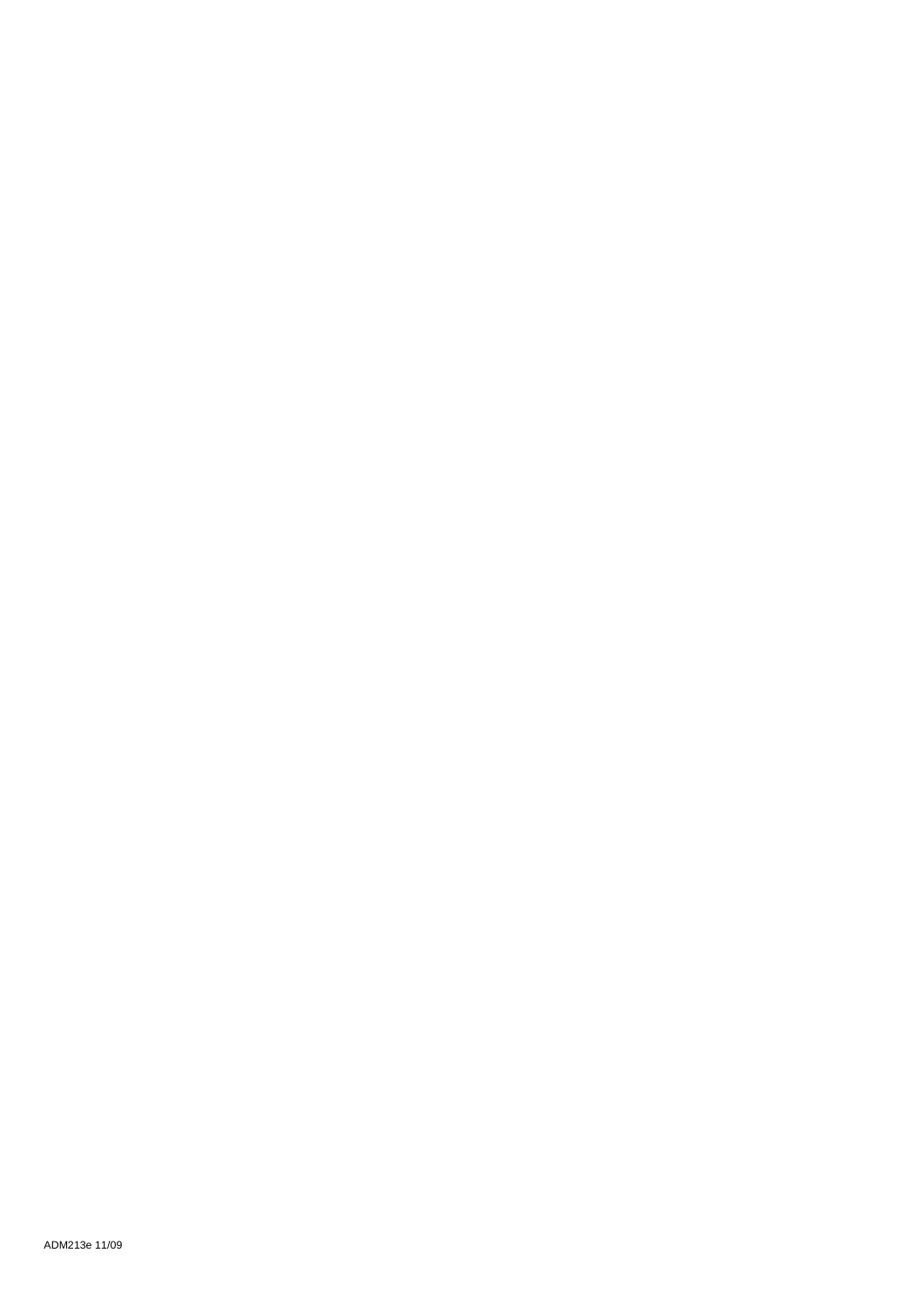ADM213e 11/09